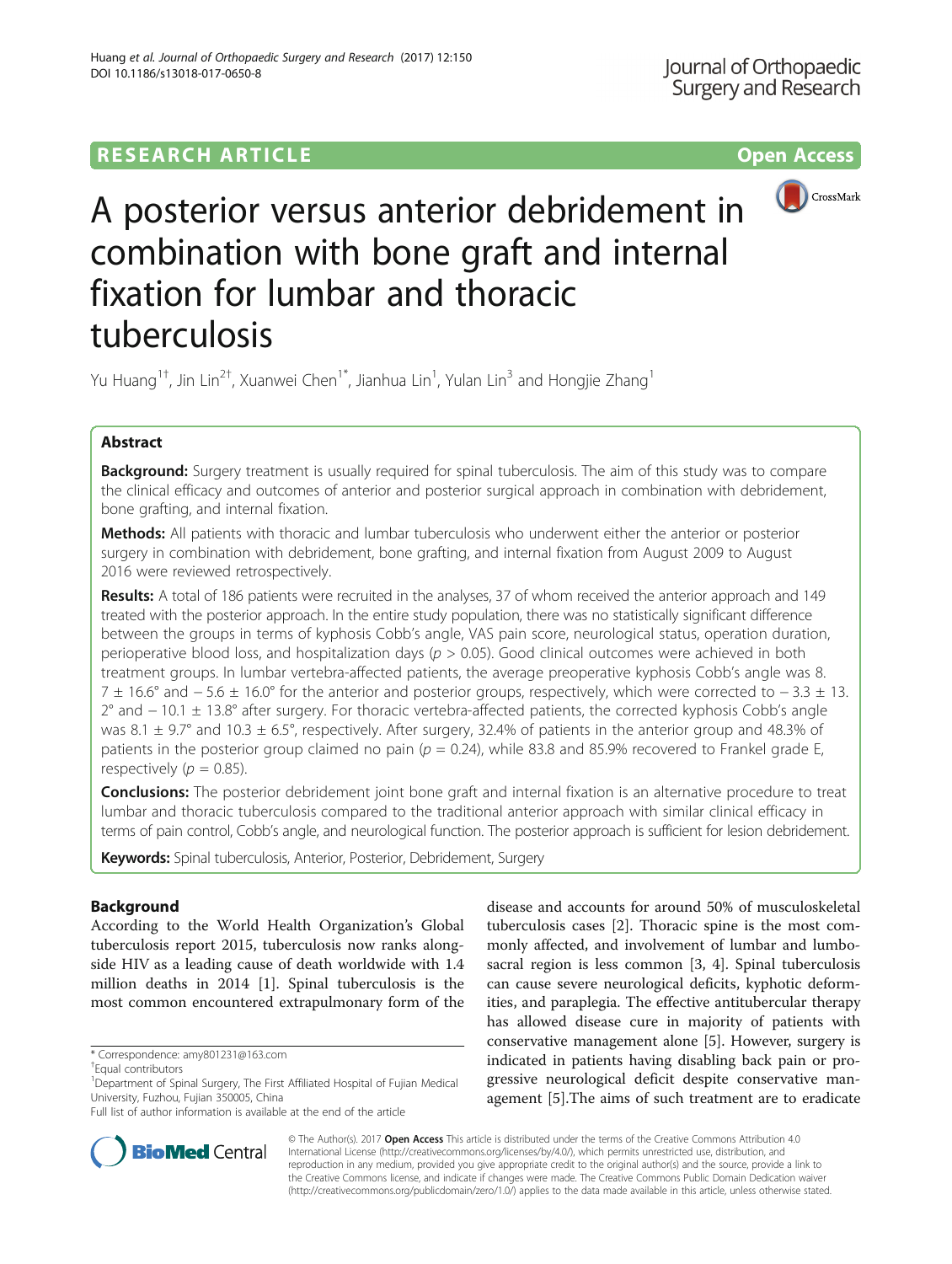# A posterior versus anterior debridement in combination with bone graft and internal fixation for lumbar and thoracic tuberculosis

Yu Huang[1†], Jin Lin[2†], Xuanwei Chen[1*], Jianhua Lin[1], Yulan Lin[3] and Hongjie Zhang[1]

## Abstract

**Background:** Surgery treatment is usually required for spinal tuberculosis. The aim of this study was to compare the clinical efficacy and outcomes of anterior and posterior surgical approach in combination with debridement, bone grafting, and internal fixation.

**Methods:** All patients with thoracic and lumbar tuberculosis who underwent either the anterior or posterior surgery in combination with debridement, bone grafting, and internal fixation from August 2009 to August 2016 were reviewed retrospectively.

**Results:** A total of 186 patients were recruited in the analyses, 37 of whom received the anterior approach and 149 treated with the posterior approach. In the entire study population, there was no statistically significant difference between the groups in terms of kyphosis Cobb's angle, VAS pain score, neurological status, operation duration, perioperative blood loss, and hospitalization days ($p > 0.05$). Good clinical outcomes were achieved in both treatment groups. In lumbar vertebra-affected patients, the average preoperative kyphosis Cobb's angle was 8.7 ± 16.6° and − 5.6 ± 16.0° for the anterior and posterior groups, respectively, which were corrected to − 3.3 ± 13.2° and − 10.1 ± 13.8° after surgery. For thoracic vertebra-affected patients, the corrected kyphosis Cobb's angle was 8.1 ± 9.7° and 10.3 ± 6.5°, respectively. After surgery, 32.4% of patients in the anterior group and 48.3% of patients in the posterior group claimed no pain ($p = 0.24$), while 83.8 and 85.9% recovered to Frankel grade E, respectively ($p = 0.85$).

**Conclusions:** The posterior debridement joint bone graft and internal fixation is an alternative procedure to treat lumbar and thoracic tuberculosis compared to the traditional anterior approach with similar clinical efficacy in terms of pain control, Cobb's angle, and neurological function. The posterior approach is sufficient for lesion debridement.

**Keywords:** Spinal tuberculosis, Anterior, Posterior, Debridement, Surgery

## Background

According to the World Health Organization's Global tuberculosis report 2015, tuberculosis now ranks alongside HIV as a leading cause of death worldwide with 1.4 million deaths in 2014 [1]. Spinal tuberculosis is the most common encountered extrapulmonary form of the disease and accounts for around 50% of musculoskeletal tuberculosis cases [2]. Thoracic spine is the most commonly affected, and involvement of lumbar and lumbosacral region is less common [3, 4]. Spinal tuberculosis can cause severe neurological deficits, kyphotic deformities, and paraplegia. The effective antitubercular therapy has allowed disease cure in majority of patients with conservative management alone [5]. However, surgery is indicated in patients having disabling back pain or progressive neurological deficit despite conservative management [5].The aims of such treatment are to eradicate

\* Correspondence: amy801231@163.com

†Equal contributors

[1]Department of Spinal Surgery, The First Affiliated Hospital of Fujian Medical University, Fuzhou, Fujian 350005, China

Full list of author information is available at the end of the article

© The Author(s). 2017 **Open Access** This article is distributed under the terms of the Creative Commons Attribution 4.0 International License (http://creativecommons.org/licenses/by/4.0/), which permits unrestricted use, distribution, and reproduction in any medium, provided you give appropriate credit to the original author(s) and the source, provide a link to the Creative Commons license, and indicate if changes were made. The Creative Commons Public Domain Dedication waiver (http://creativecommons.org/publicdomain/zero/1.0/) applies to the data made available in this article, unless otherwise stated.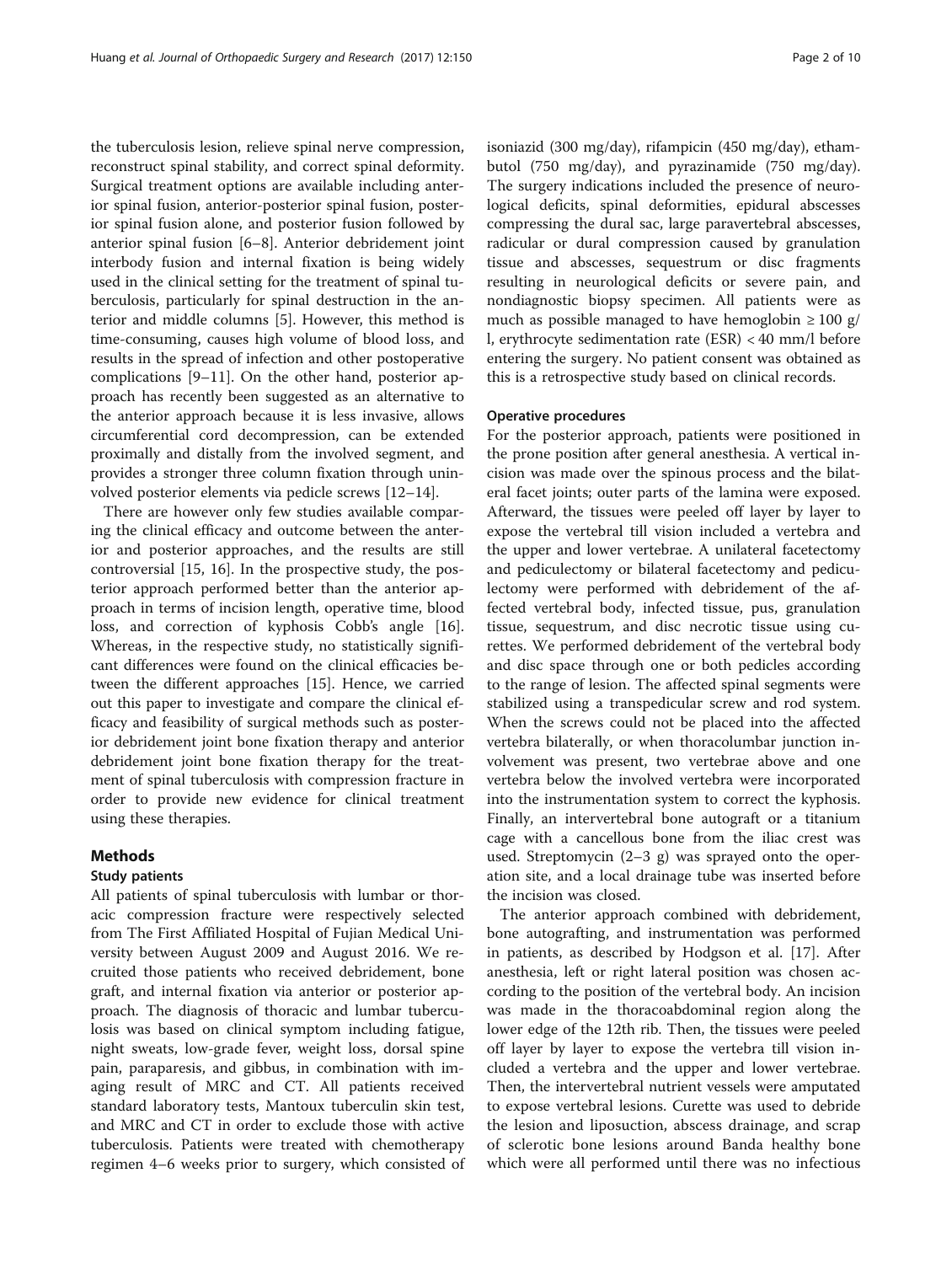the tuberculosis lesion, relieve spinal nerve compression, reconstruct spinal stability, and correct spinal deformity. Surgical treatment options are available including anterior spinal fusion, anterior-posterior spinal fusion, posterior spinal fusion alone, and posterior fusion followed by anterior spinal fusion [6–8]. Anterior debridement joint interbody fusion and internal fixation is being widely used in the clinical setting for the treatment of spinal tuberculosis, particularly for spinal destruction in the anterior and middle columns [5]. However, this method is time-consuming, causes high volume of blood loss, and results in the spread of infection and other postoperative complications [9–11]. On the other hand, posterior approach has recently been suggested as an alternative to the anterior approach because it is less invasive, allows circumferential cord decompression, can be extended proximally and distally from the involved segment, and provides a stronger three column fixation through uninvolved posterior elements via pedicle screws [12–14].

There are however only few studies available comparing the clinical efficacy and outcome between the anterior and posterior approaches, and the results are still controversial [15, 16]. In the prospective study, the posterior approach performed better than the anterior approach in terms of incision length, operative time, blood loss, and correction of kyphosis Cobb's angle [16]. Whereas, in the respective study, no statistically significant differences were found on the clinical efficacies between the different approaches [15]. Hence, we carried out this paper to investigate and compare the clinical efficacy and feasibility of surgical methods such as posterior debridement joint bone fixation therapy and anterior debridement joint bone fixation therapy for the treatment of spinal tuberculosis with compression fracture in order to provide new evidence for clinical treatment using these therapies.

## Methods

### Study patients

All patients of spinal tuberculosis with lumbar or thoracic compression fracture were respectively selected from The First Affiliated Hospital of Fujian Medical University between August 2009 and August 2016. We recruited those patients who received debridement, bone graft, and internal fixation via anterior or posterior approach. The diagnosis of thoracic and lumbar tuberculosis was based on clinical symptom including fatigue, night sweats, low-grade fever, weight loss, dorsal spine pain, paraparesis, and gibbus, in combination with imaging result of MRC and CT. All patients received standard laboratory tests, Mantoux tuberculin skin test, and MRC and CT in order to exclude those with active tuberculosis. Patients were treated with chemotherapy regimen 4–6 weeks prior to surgery, which consisted of isoniazid (300 mg/day), rifampicin (450 mg/day), ethambutol (750 mg/day), and pyrazinamide (750 mg/day). The surgery indications included the presence of neurological deficits, spinal deformities, epidural abscesses compressing the dural sac, large paravertebral abscesses, radicular or dural compression caused by granulation tissue and abscesses, sequestrum or disc fragments resulting in neurological deficits or severe pain, and nondiagnostic biopsy specimen. All patients were as much as possible managed to have hemoglobin ≥ 100 g/l, erythrocyte sedimentation rate (ESR) < 40 mm/l before entering the surgery. No patient consent was obtained as this is a retrospective study based on clinical records.

### Operative procedures

For the posterior approach, patients were positioned in the prone position after general anesthesia. A vertical incision was made over the spinous process and the bilateral facet joints; outer parts of the lamina were exposed. Afterward, the tissues were peeled off layer by layer to expose the vertebral till vision included a vertebra and the upper and lower vertebrae. A unilateral facetectomy and pediculectomy or bilateral facetectomy and pediculectomy were performed with debridement of the affected vertebral body, infected tissue, pus, granulation tissue, sequestrum, and disc necrotic tissue using curettes. We performed debridement of the vertebral body and disc space through one or both pedicles according to the range of lesion. The affected spinal segments were stabilized using a transpedicular screw and rod system. When the screws could not be placed into the affected vertebra bilaterally, or when thoracolumbar junction involvement was present, two vertebrae above and one vertebra below the involved vertebra were incorporated into the instrumentation system to correct the kyphosis. Finally, an intervertebral bone autograft or a titanium cage with a cancellous bone from the iliac crest was used. Streptomycin (2–3 g) was sprayed onto the operation site, and a local drainage tube was inserted before the incision was closed.

The anterior approach combined with debridement, bone autografting, and instrumentation was performed in patients, as described by Hodgson et al. [17]. After anesthesia, left or right lateral position was chosen according to the position of the vertebral body. An incision was made in the thoracoabdominal region along the lower edge of the 12th rib. Then, the tissues were peeled off layer by layer to expose the vertebra till vision included a vertebra and the upper and lower vertebrae. Then, the intervertebral nutrient vessels were amputated to expose vertebral lesions. Curette was used to debride the lesion and liposuction, abscess drainage, and scrap of sclerotic bone lesions around Banda healthy bone which were all performed until there was no infectious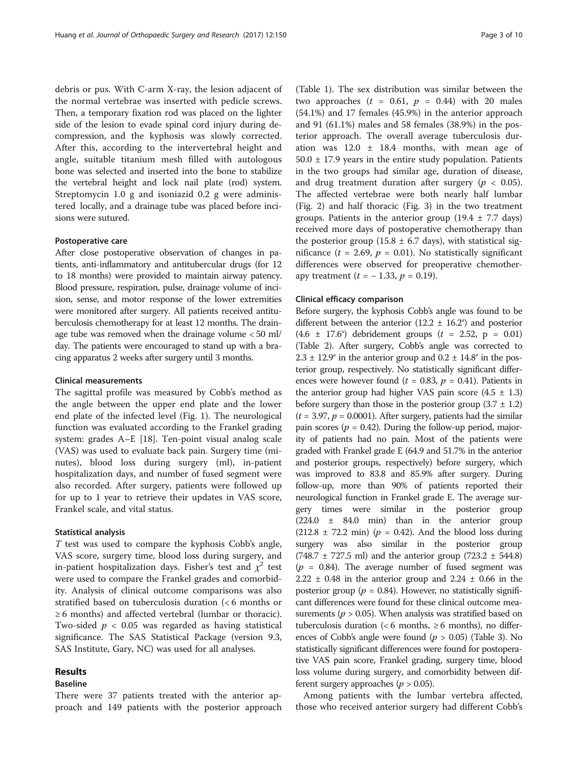debris or pus. With C-arm X-ray, the lesion adjacent of the normal vertebrae was inserted with pedicle screws. Then, a temporary fixation rod was placed on the lighter side of the lesion to evade spinal cord injury during decompression, and the kyphosis was slowly corrected. After this, according to the intervertebral height and angle, suitable titanium mesh filled with autologous bone was selected and inserted into the bone to stabilize the vertebral height and lock nail plate (rod) system. Streptomycin 1.0 g and isoniazid 0.2 g were administered locally, and a drainage tube was placed before incisions were sutured.

#### Postoperative care

After close postoperative observation of changes in patients, anti-inflammatory and antitubercular drugs (for 12 to 18 months) were provided to maintain airway patency. Blood pressure, respiration, pulse, drainage volume of incision, sense, and motor response of the lower extremities were monitored after surgery. All patients received antituberculosis chemotherapy for at least 12 months. The drainage tube was removed when the drainage volume < 50 ml/day. The patients were encouraged to stand up with a bracing apparatus 2 weeks after surgery until 3 months.

#### Clinical measurements

The sagittal profile was measured by Cobb's method as the angle between the upper end plate and the lower end plate of the infected level (Fig. 1). The neurological function was evaluated according to the Frankel grading system: grades A–E [18]. Ten-point visual analog scale (VAS) was used to evaluate back pain. Surgery time (minutes), blood loss during surgery (ml), in-patient hospitalization days, and number of fused segment were also recorded. After surgery, patients were followed up for up to 1 year to retrieve their updates in VAS score, Frankel scale, and vital status.

#### Statistical analysis

*T* test was used to compare the kyphosis Cobb's angle, VAS score, surgery time, blood loss during surgery, and in-patient hospitalization days. Fisher's test and $\chi^2$ test were used to compare the Frankel grades and comorbidity. Analysis of clinical outcome comparisons was also stratified based on tuberculosis duration (< 6 months or ≥ 6 months) and affected vertebral (lumbar or thoracic). Two-sided $p < 0.05$ was regarded as having statistical significance. The SAS Statistical Package (version 9.3, SAS Institute, Gary, NC) was used for all analyses.

## Results

### Baseline

There were 37 patients treated with the anterior approach and 149 patients with the posterior approach (Table 1). The sex distribution was similar between the two approaches ($t = 0.61$, $p = 0.44$) with 20 males (54.1%) and 17 females (45.9%) in the anterior approach and 91 (61.1%) males and 58 females (38.9%) in the posterior approach. The overall average tuberculosis duration was 12.0 ± 18.4 months, with mean age of 50.0 ± 17.9 years in the entire study population. Patients in the two groups had similar age, duration of disease, and drug treatment duration after surgery ($p < 0.05$). The affected vertebrae were both nearly half lumbar (Fig. 2) and half thoracic (Fig. 3) in the two treatment groups. Patients in the anterior group (19.4 ± 7.7 days) received more days of postoperative chemotherapy than the posterior group (15.8 ± 6.7 days), with statistical significance ($t = 2.69$, $p = 0.01$). No statistically significant differences were observed for preoperative chemotherapy treatment ($t = -1.33$, $p = 0.19$).

#### Clinical efficacy comparison

Before surgery, the kyphosis Cobb's angle was found to be different between the anterior (12.2 ± 16.2°) and posterior (4.6 ± 17.6°) debridement groups ($t = 2.52$, $p = 0.01$) (Table 2). After surgery, Cobb's angle was corrected to 2.3 ± 12.9° in the anterior group and 0.2 ± 14.8° in the posterior group, respectively. No statistically significant differences were however found ($t = 0.83$, $p = 0.41$). Patients in the anterior group had higher VAS pain score (4.5 ± 1.3) before surgery than those in the posterior group (3.7 ± 1.2) ($t = 3.97$, $p = 0.0001$). After surgery, patients had the similar pain scores ($p = 0.42$). During the follow-up period, majority of patients had no pain. Most of the patients were graded with Frankel grade E (64.9 and 51.7% in the anterior and posterior groups, respectively) before surgery, which was improved to 83.8 and 85.9% after surgery. During follow-up, more than 90% of patients reported their neurological function in Frankel grade E. The average surgery times were similar in the posterior group (224.0 ± 84.0 min) than in the anterior group (212.8 ± 72.2 min) ($p = 0.42$). And the blood loss during surgery was also similar in the posterior group (748.7 ± 727.5 ml) and the anterior group (723.2 ± 544.8) ($p = 0.84$). The average number of fused segment was 2.22 ± 0.48 in the anterior group and 2.24 ± 0.66 in the posterior group ($p = 0.84$). However, no statistically significant differences were found for these clinical outcome measurements ($p > 0.05$). When analysis was stratified based on tuberculosis duration (< 6 months, ≥ 6 months), no differences of Cobb's angle were found ($p > 0.05$) (Table 3). No statistically significant differences were found for postoperative VAS pain score, Frankel grading, surgery time, blood loss volume during surgery, and comorbidity between different surgery approaches ($p > 0.05$).

Among patients with the lumbar vertebra affected, those who received anterior surgery had different Cobb's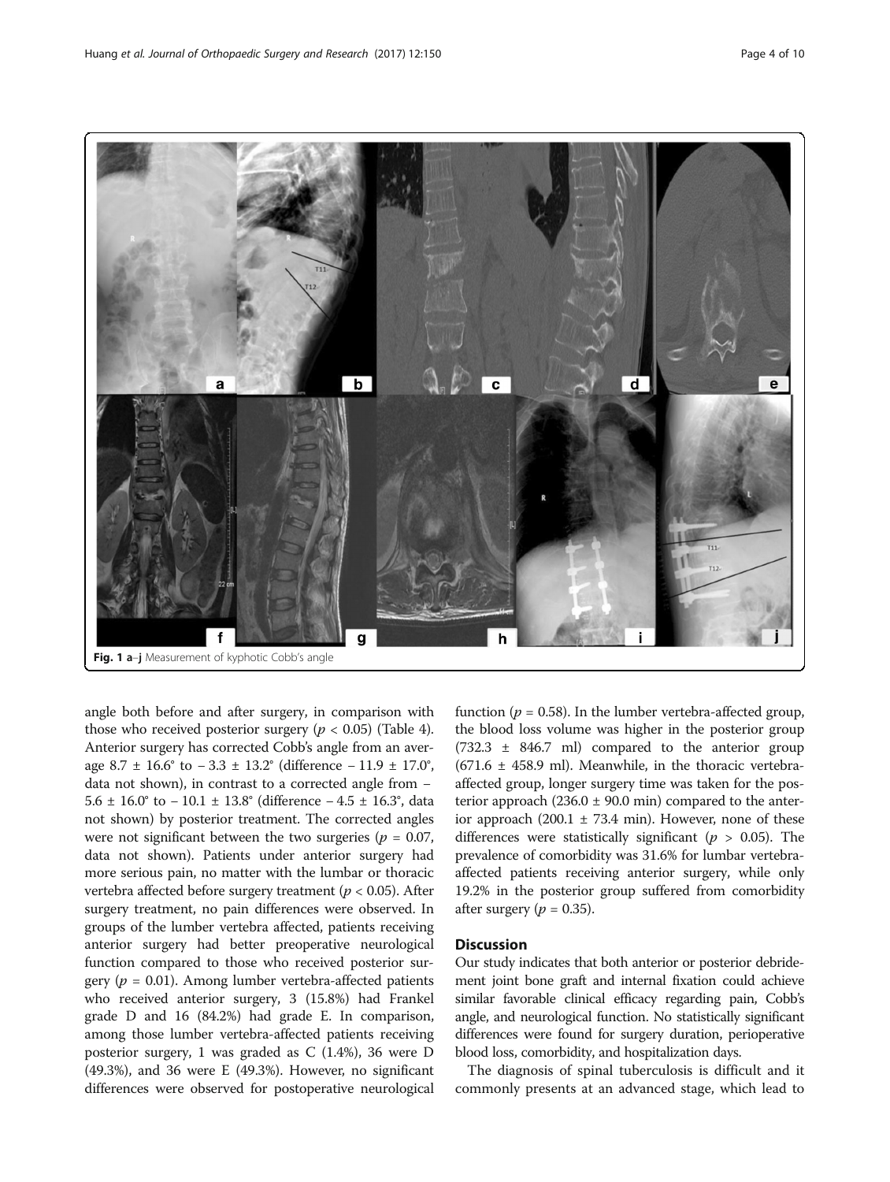**Fig. 1 a–j** Measurement of kyphotic Cobb's angle

angle both before and after surgery, in comparison with those who received posterior surgery ($p < 0.05$) (Table 4). Anterior surgery has corrected Cobb's angle from an average 8.7 ± 16.6° to − 3.3 ± 13.2° (difference − 11.9 ± 17.0°, data not shown), in contrast to a corrected angle from − 5.6 ± 16.0° to − 10.1 ± 13.8° (difference − 4.5 ± 16.3°, data not shown) by posterior treatment. The corrected angles were not significant between the two surgeries ($p = 0.07$, data not shown). Patients under anterior surgery had more serious pain, no matter with the lumbar or thoracic vertebra affected before surgery treatment ($p < 0.05$). After surgery treatment, no pain differences were observed. In groups of the lumber vertebra affected, patients receiving anterior surgery had better preoperative neurological function compared to those who received posterior surgery ($p = 0.01$). Among lumber vertebra-affected patients who received anterior surgery, 3 (15.8%) had Frankel grade D and 16 (84.2%) had grade E. In comparison, among those lumber vertebra-affected patients receiving posterior surgery, 1 was graded as C (1.4%), 36 were D (49.3%), and 36 were E (49.3%). However, no significant differences were observed for postoperative neurological function ($p = 0.58$). In the lumber vertebra-affected group, the blood loss volume was higher in the posterior group (732.3 ± 846.7 ml) compared to the anterior group (671.6 ± 458.9 ml). Meanwhile, in the thoracic vertebra-affected group, longer surgery time was taken for the posterior approach (236.0 ± 90.0 min) compared to the anterior approach (200.1 ± 73.4 min). However, none of these differences were statistically significant ($p > 0.05$). The prevalence of comorbidity was 31.6% for lumbar vertebra-affected patients receiving anterior surgery, while only 19.2% in the posterior group suffered from comorbidity after surgery ($p = 0.35$).

## Discussion

Our study indicates that both anterior or posterior debridement joint bone graft and internal fixation could achieve similar favorable clinical efficacy regarding pain, Cobb's angle, and neurological function. No statistically significant differences were found for surgery duration, perioperative blood loss, comorbidity, and hospitalization days.

The diagnosis of spinal tuberculosis is difficult and it commonly presents at an advanced stage, which lead to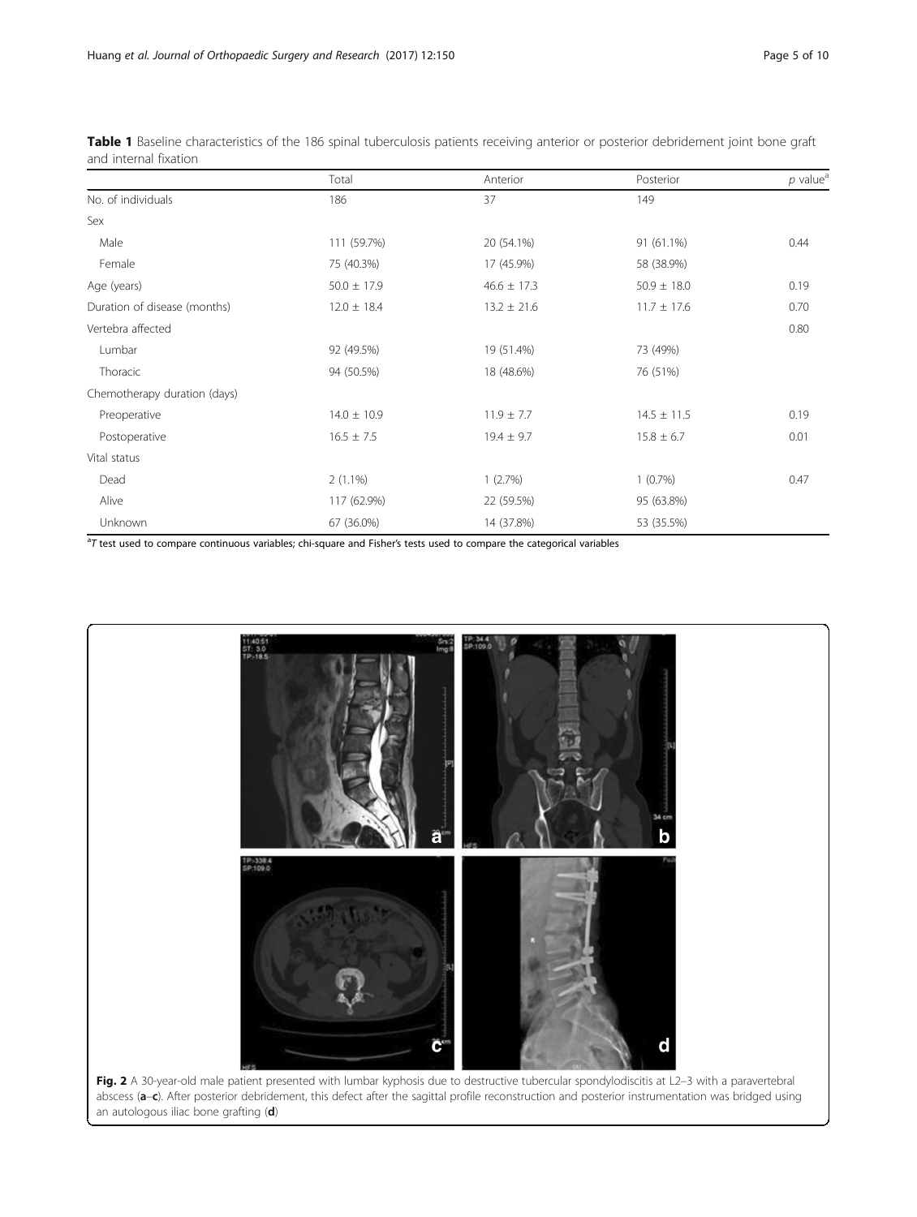**Table 1** Baseline characteristics of the 186 spinal tuberculosis patients receiving anterior or posterior debridement joint bone graft and internal fixation

| | Total | Anterior | Posterior | $p$ value[a] |
|---|---|---|---|---|
| No. of individuals | 186 | 37 | 149 | |
| Sex | | | | |
| Male | 111 (59.7%) | 20 (54.1%) | 91 (61.1%) | 0.44 |
| Female | 75 (40.3%) | 17 (45.9%) | 58 (38.9%) | |
| Age (years) | 50.0 ± 17.9 | 46.6 ± 17.3 | 50.9 ± 18.0 | 0.19 |
| Duration of disease (months) | 12.0 ± 18.4 | 13.2 ± 21.6 | 11.7 ± 17.6 | 0.70 |
| Vertebra affected | | | | 0.80 |
| Lumbar | 92 (49.5%) | 19 (51.4%) | 73 (49%) | |
| Thoracic | 94 (50.5%) | 18 (48.6%) | 76 (51%) | |
| Chemotherapy duration (days) | | | | |
| Preoperative | 14.0 ± 10.9 | 11.9 ± 7.7 | 14.5 ± 11.5 | 0.19 |
| Postoperative | 16.5 ± 7.5 | 19.4 ± 9.7 | 15.8 ± 6.7 | 0.01 |
| Vital status | | | | |
| Dead | 2 (1.1%) | 1 (2.7%) | 1 (0.7%) | 0.47 |
| Alive | 117 (62.9%) | 22 (59.5%) | 95 (63.8%) | |
| Unknown | 67 (36.0%) | 14 (37.8%) | 53 (35.5%) | |

[a] *T* test used to compare continuous variables; chi-square and Fisher's tests used to compare the categorical variables

**Fig. 2** A 30-year-old male patient presented with lumbar kyphosis due to destructive tubercular spondylodiscitis at L2–3 with a paravertebral abscess (**a**–**c**). After posterior debridement, this defect after the sagittal profile reconstruction and posterior instrumentation was bridged using an autologous iliac bone grafting (**d**)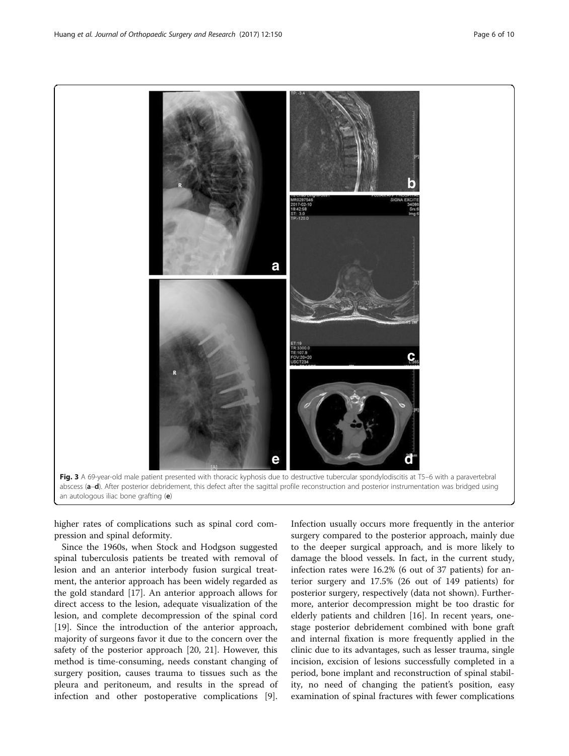**Fig. 3** A 69-year-old male patient presented with thoracic kyphosis due to destructive tubercular spondylodiscitis at T5–6 with a paravertebral abscess (**a**–**d**). After posterior debridement, this defect after the sagittal profile reconstruction and posterior instrumentation was bridged using an autologous iliac bone grafting (**e**)

higher rates of complications such as spinal cord compression and spinal deformity.

Since the 1960s, when Stock and Hodgson suggested spinal tuberculosis patients be treated with removal of lesion and an anterior interbody fusion surgical treatment, the anterior approach has been widely regarded as the gold standard [17]. An anterior approach allows for direct access to the lesion, adequate visualization of the lesion, and complete decompression of the spinal cord [19]. Since the introduction of the anterior approach, majority of surgeons favor it due to the concern over the safety of the posterior approach [20, 21]. However, this method is time-consuming, needs constant changing of surgery position, causes trauma to tissues such as the pleura and peritoneum, and results in the spread of infection and other postoperative complications [9]. Infection usually occurs more frequently in the anterior surgery compared to the posterior approach, mainly due to the deeper surgical approach, and is more likely to damage the blood vessels. In fact, in the current study, infection rates were 16.2% (6 out of 37 patients) for anterior surgery and 17.5% (26 out of 149 patients) for posterior surgery, respectively (data not shown). Furthermore, anterior decompression might be too drastic for elderly patients and children [16]. In recent years, one-stage posterior debridement combined with bone graft and internal fixation is more frequently applied in the clinic due to its advantages, such as lesser trauma, single incision, excision of lesions successfully completed in a period, bone implant and reconstruction of spinal stability, no need of changing the patient's position, easy examination of spinal fractures with fewer complications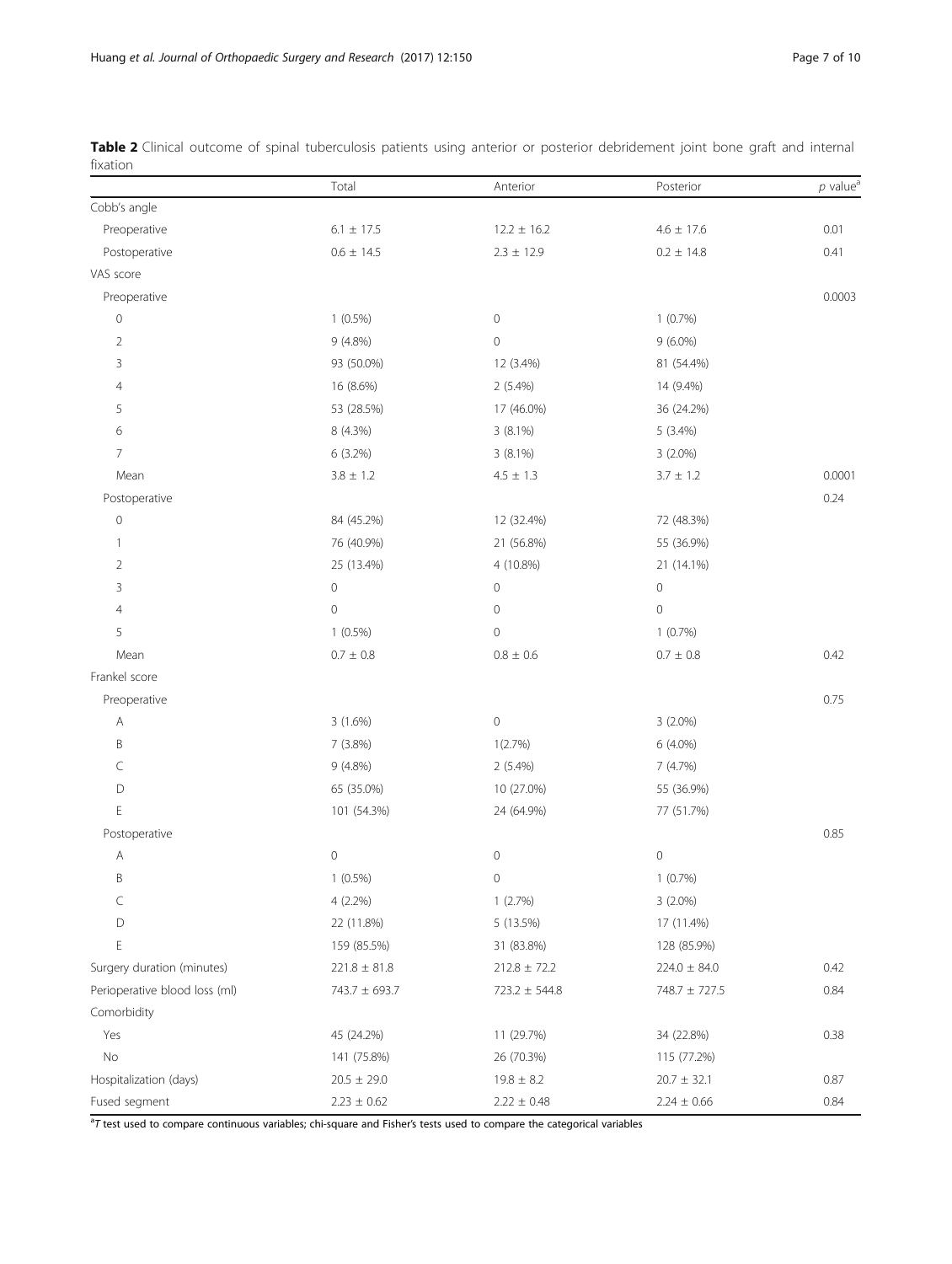**Table 2** Clinical outcome of spinal tuberculosis patients using anterior or posterior debridement joint bone graft and internal fixation

| | Total | Anterior | Posterior | *p* value[a] |
|---|---|---|---|---|
| Cobb's angle | | | | |
| Preoperative | 6.1 ± 17.5 | 12.2 ± 16.2 | 4.6 ± 17.6 | 0.01 |
| Postoperative | 0.6 ± 14.5 | 2.3 ± 12.9 | 0.2 ± 14.8 | 0.41 |
| VAS score | | | | |
| Preoperative | | | | 0.0003 |
| 0 | 1 (0.5%) | 0 | 1 (0.7%) | |
| 2 | 9 (4.8%) | 0 | 9 (6.0%) | |
| 3 | 93 (50.0%) | 12 (3.4%) | 81 (54.4%) | |
| 4 | 16 (8.6%) | 2 (5.4%) | 14 (9.4%) | |
| 5 | 53 (28.5%) | 17 (46.0%) | 36 (24.2%) | |
| 6 | 8 (4.3%) | 3 (8.1%) | 5 (3.4%) | |
| 7 | 6 (3.2%) | 3 (8.1%) | 3 (2.0%) | |
| Mean | 3.8 ± 1.2 | 4.5 ± 1.3 | 3.7 ± 1.2 | 0.0001 |
| Postoperative | | | | 0.24 |
| 0 | 84 (45.2%) | 12 (32.4%) | 72 (48.3%) | |
| 1 | 76 (40.9%) | 21 (56.8%) | 55 (36.9%) | |
| 2 | 25 (13.4%) | 4 (10.8%) | 21 (14.1%) | |
| 3 | 0 | 0 | 0 | |
| 4 | 0 | 0 | 0 | |
| 5 | 1 (0.5%) | 0 | 1 (0.7%) | |
| Mean | 0.7 ± 0.8 | 0.8 ± 0.6 | 0.7 ± 0.8 | 0.42 |
| Frankel score | | | | |
| Preoperative | | | | 0.75 |
| A | 3 (1.6%) | 0 | 3 (2.0%) | |
| B | 7 (3.8%) | 1(2.7%) | 6 (4.0%) | |
| C | 9 (4.8%) | 2 (5.4%) | 7 (4.7%) | |
| D | 65 (35.0%) | 10 (27.0%) | 55 (36.9%) | |
| E | 101 (54.3%) | 24 (64.9%) | 77 (51.7%) | |
| Postoperative | | | | 0.85 |
| A | 0 | 0 | 0 | |
| B | 1 (0.5%) | 0 | 1 (0.7%) | |
| C | 4 (2.2%) | 1 (2.7%) | 3 (2.0%) | |
| D | 22 (11.8%) | 5 (13.5%) | 17 (11.4%) | |
| E | 159 (85.5%) | 31 (83.8%) | 128 (85.9%) | |
| Surgery duration (minutes) | 221.8 ± 81.8 | 212.8 ± 72.2 | 224.0 ± 84.0 | 0.42 |
| Perioperative blood loss (ml) | 743.7 ± 693.7 | 723.2 ± 544.8 | 748.7 ± 727.5 | 0.84 |
| Comorbidity | | | | |
| Yes | 45 (24.2%) | 11 (29.7%) | 34 (22.8%) | 0.38 |
| No | 141 (75.8%) | 26 (70.3%) | 115 (77.2%) | |
| Hospitalization (days) | 20.5 ± 29.0 | 19.8 ± 8.2 | 20.7 ± 32.1 | 0.87 |
| Fused segment | 2.23 ± 0.62 | 2.22 ± 0.48 | 2.24 ± 0.66 | 0.84 |

[a]*T* test used to compare continuous variables; chi-square and Fisher's tests used to compare the categorical variables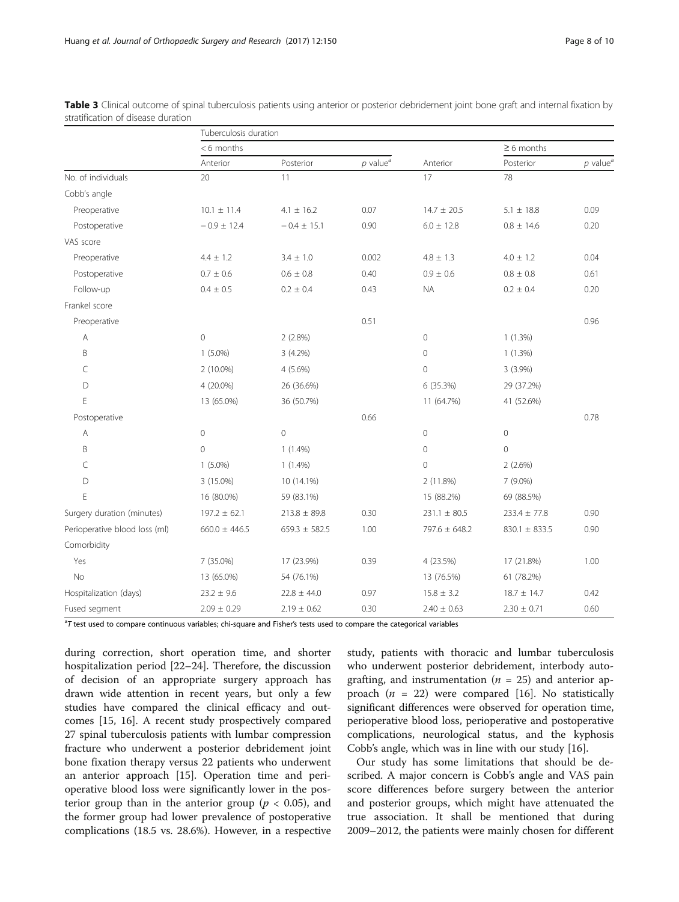**Table 3** Clinical outcome of spinal tuberculosis patients using anterior or posterior debridement joint bone graft and internal fixation by stratification of disease duration

| | Tuberculosis duration | | | | | |
|---|---|---|---|---|---|---|
| | < 6 months | | | | ≥ 6 months | |
| | Anterior | Posterior | *p* value[a] | Anterior | Posterior | *p* value[a] |
| No. of individuals | 20 | 11 | | 17 | 78 | |
| Cobb's angle | | | | | | |
| Preoperative | 10.1 ± 11.4 | 4.1 ± 16.2 | 0.07 | 14.7 ± 20.5 | 5.1 ± 18.8 | 0.09 |
| Postoperative | − 0.9 ± 12.4 | − 0.4 ± 15.1 | 0.90 | 6.0 ± 12.8 | 0.8 ± 14.6 | 0.20 |
| VAS score | | | | | | |
| Preoperative | 4.4 ± 1.2 | 3.4 ± 1.0 | 0.002 | 4.8 ± 1.3 | 4.0 ± 1.2 | 0.04 |
| Postoperative | 0.7 ± 0.6 | 0.6 ± 0.8 | 0.40 | 0.9 ± 0.6 | 0.8 ± 0.8 | 0.61 |
| Follow-up | 0.4 ± 0.5 | 0.2 ± 0.4 | 0.43 | NA | 0.2 ± 0.4 | 0.20 |
| Frankel score | | | | | | |
| Preoperative | | | 0.51 | | | 0.96 |
| A | 0 | 2 (2.8%) | | 0 | 1 (1.3%) | |
| B | 1 (5.0%) | 3 (4.2%) | | 0 | 1 (1.3%) | |
| C | 2 (10.0%) | 4 (5.6%) | | 0 | 3 (3.9%) | |
| D | 4 (20.0%) | 26 (36.6%) | | 6 (35.3%) | 29 (37.2%) | |
| E | 13 (65.0%) | 36 (50.7%) | | 11 (64.7%) | 41 (52.6%) | |
| Postoperative | | | 0.66 | | | 0.78 |
| A | 0 | 0 | | 0 | 0 | |
| B | 0 | 1 (1.4%) | | 0 | 0 | |
| C | 1 (5.0%) | 1 (1.4%) | | 0 | 2 (2.6%) | |
| D | 3 (15.0%) | 10 (14.1%) | | 2 (11.8%) | 7 (9.0%) | |
| E | 16 (80.0%) | 59 (83.1%) | | 15 (88.2%) | 69 (88.5%) | |
| Surgery duration (minutes) | 197.2 ± 62.1 | 213.8 ± 89.8 | 0.30 | 231.1 ± 80.5 | 233.4 ± 77.8 | 0.90 |
| Perioperative blood loss (ml) | 660.0 ± 446.5 | 659.3 ± 582.5 | 1.00 | 797.6 ± 648.2 | 830.1 ± 833.5 | 0.90 |
| Comorbidity | | | | | | |
| Yes | 7 (35.0%) | 17 (23.9%) | 0.39 | 4 (23.5%) | 17 (21.8%) | 1.00 |
| No | 13 (65.0%) | 54 (76.1%) | | 13 (76.5%) | 61 (78.2%) | |
| Hospitalization (days) | 23.2 ± 9.6 | 22.8 ± 44.0 | 0.97 | 15.8 ± 3.2 | 18.7 ± 14.7 | 0.42 |
| Fused segment | 2.09 ± 0.29 | 2.19 ± 0.62 | 0.30 | 2.40 ± 0.63 | 2.30 ± 0.71 | 0.60 |

[a] *T* test used to compare continuous variables; chi-square and Fisher's tests used to compare the categorical variables

during correction, short operation time, and shorter hospitalization period [22–24]. Therefore, the discussion of decision of an appropriate surgery approach has drawn wide attention in recent years, but only a few studies have compared the clinical efficacy and outcomes [15, 16]. A recent study prospectively compared 27 spinal tuberculosis patients with lumbar compression fracture who underwent a posterior debridement joint bone fixation therapy versus 22 patients who underwent an anterior approach [15]. Operation time and perioperative blood loss were significantly lower in the posterior group than in the anterior group ($p < 0.05$), and the former group had lower prevalence of postoperative complications (18.5 vs. 28.6%). However, in a respective study, patients with thoracic and lumbar tuberculosis who underwent posterior debridement, interbody autografting, and instrumentation ($n = 25$) and anterior approach ($n = 22$) were compared [16]. No statistically significant differences were observed for operation time, perioperative blood loss, perioperative and postoperative complications, neurological status, and the kyphosis Cobb's angle, which was in line with our study [16].

Our study has some limitations that should be described. A major concern is Cobb's angle and VAS pain score differences before surgery between the anterior and posterior groups, which might have attenuated the true association. It shall be mentioned that during 2009–2012, the patients were mainly chosen for different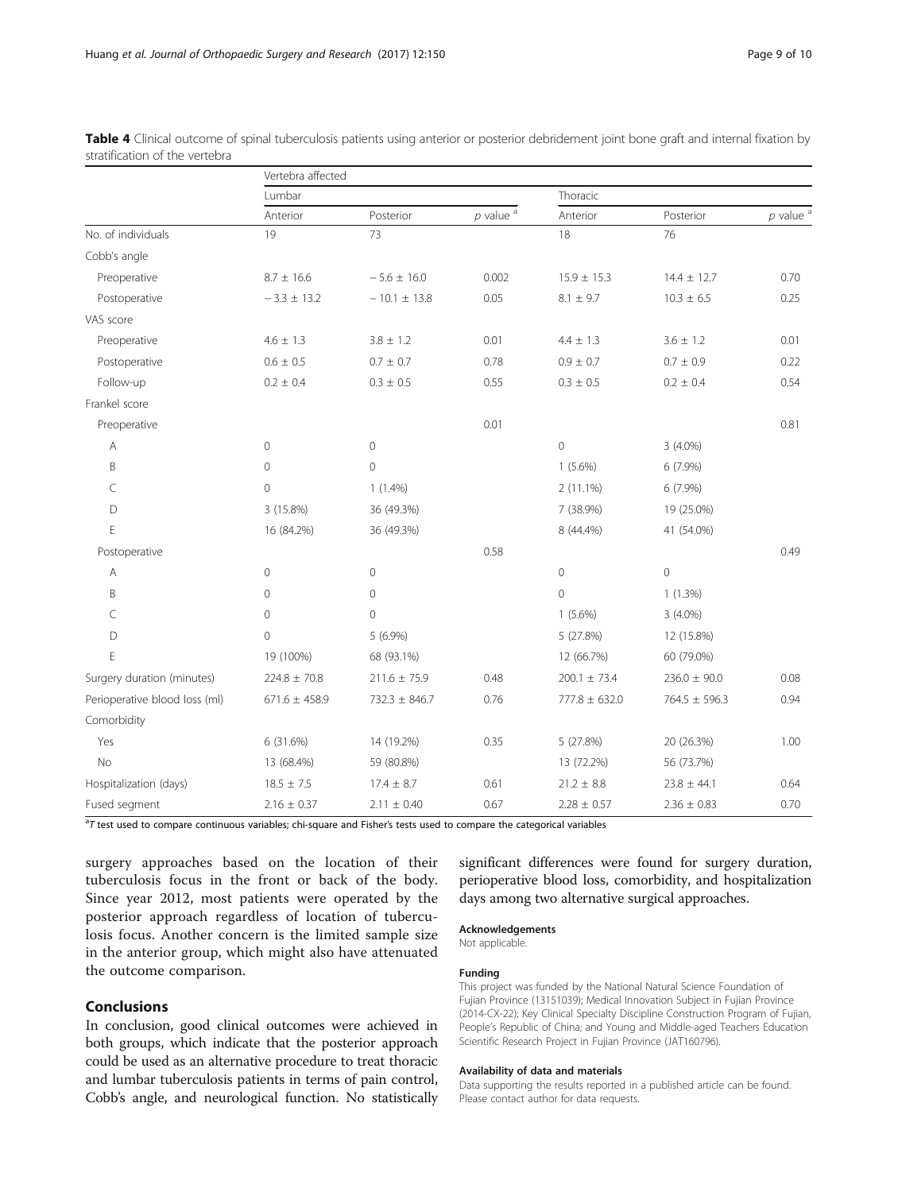**Table 4** Clinical outcome of spinal tuberculosis patients using anterior or posterior debridement joint bone graft and internal fixation by stratification of the vertebra

| | Vertebra affected | | | | | |
|---|---|---|---|---|---|---|
| | Lumbar | | | Thoracic | | |
| | Anterior | Posterior | *p* value [a] | Anterior | Posterior | *p* value [a] |
| No. of individuals | 19 | 73 | | 18 | 76 | |
| Cobb's angle | | | | | | |
| Preoperative | 8.7 ± 16.6 | − 5.6 ± 16.0 | 0.002 | 15.9 ± 15.3 | 14.4 ± 12.7 | 0.70 |
| Postoperative | − 3.3 ± 13.2 | − 10.1 ± 13.8 | 0.05 | 8.1 ± 9.7 | 10.3 ± 6.5 | 0.25 |
| VAS score | | | | | | |
| Preoperative | 4.6 ± 1.3 | 3.8 ± 1.2 | 0.01 | 4.4 ± 1.3 | 3.6 ± 1.2 | 0.01 |
| Postoperative | 0.6 ± 0.5 | 0.7 ± 0.7 | 0.78 | 0.9 ± 0.7 | 0.7 ± 0.9 | 0.22 |
| Follow-up | 0.2 ± 0.4 | 0.3 ± 0.5 | 0.55 | 0.3 ± 0.5 | 0.2 ± 0.4 | 0.54 |
| Frankel score | | | | | | |
| Preoperative | | | 0.01 | | | 0.81 |
| A | 0 | 0 | | 0 | 3 (4.0%) | |
| B | 0 | 0 | | 1 (5.6%) | 6 (7.9%) | |
| C | 0 | 1 (1.4%) | | 2 (11.1%) | 6 (7.9%) | |
| D | 3 (15.8%) | 36 (49.3%) | | 7 (38.9%) | 19 (25.0%) | |
| E | 16 (84.2%) | 36 (49.3%) | | 8 (44.4%) | 41 (54.0%) | |
| Postoperative | | | 0.58 | | | 0.49 |
| A | 0 | 0 | | 0 | 0 | |
| B | 0 | 0 | | 0 | 1 (1.3%) | |
| C | 0 | 0 | | 1 (5.6%) | 3 (4.0%) | |
| D | 0 | 5 (6.9%) | | 5 (27.8%) | 12 (15.8%) | |
| E | 19 (100%) | 68 (93.1%) | | 12 (66.7%) | 60 (79.0%) | |
| Surgery duration (minutes) | 224.8 ± 70.8 | 211.6 ± 75.9 | 0.48 | 200.1 ± 73.4 | 236.0 ± 90.0 | 0.08 |
| Perioperative blood loss (ml) | 671.6 ± 458.9 | 732.3 ± 846.7 | 0.76 | 777.8 ± 632.0 | 764.5 ± 596.3 | 0.94 |
| Comorbidity | | | | | | |
| Yes | 6 (31.6%) | 14 (19.2%) | 0.35 | 5 (27.8%) | 20 (26.3%) | 1.00 |
| No | 13 (68.4%) | 59 (80.8%) | | 13 (72.2%) | 56 (73.7%) | |
| Hospitalization (days) | 18.5 ± 7.5 | 17.4 ± 8.7 | 0.61 | 21.2 ± 8.8 | 23.8 ± 44.1 | 0.64 |
| Fused segment | 2.16 ± 0.37 | 2.11 ± 0.40 | 0.67 | 2.28 ± 0.57 | 2.36 ± 0.83 | 0.70 |

[a] *T* test used to compare continuous variables; chi-square and Fisher's tests used to compare the categorical variables

surgery approaches based on the location of their tuberculosis focus in the front or back of the body. Since year 2012, most patients were operated by the posterior approach regardless of location of tuberculosis focus. Another concern is the limited sample size in the anterior group, which might also have attenuated the outcome comparison.

## Conclusions

In conclusion, good clinical outcomes were achieved in both groups, which indicate that the posterior approach could be used as an alternative procedure to treat thoracic and lumbar tuberculosis patients in terms of pain control, Cobb's angle, and neurological function. No statistically significant differences were found for surgery duration, perioperative blood loss, comorbidity, and hospitalization days among two alternative surgical approaches.

#### Acknowledgements

Not applicable.

#### Funding

This project was funded by the National Natural Science Foundation of Fujian Province (13151039); Medical Innovation Subject in Fujian Province (2014-CX-22); Key Clinical Specialty Discipline Construction Program of Fujian, People's Republic of China; and Young and Middle-aged Teachers Education Scientific Research Project in Fujian Province (JAT160796).

#### Availability of data and materials

Data supporting the results reported in a published article can be found. Please contact author for data requests.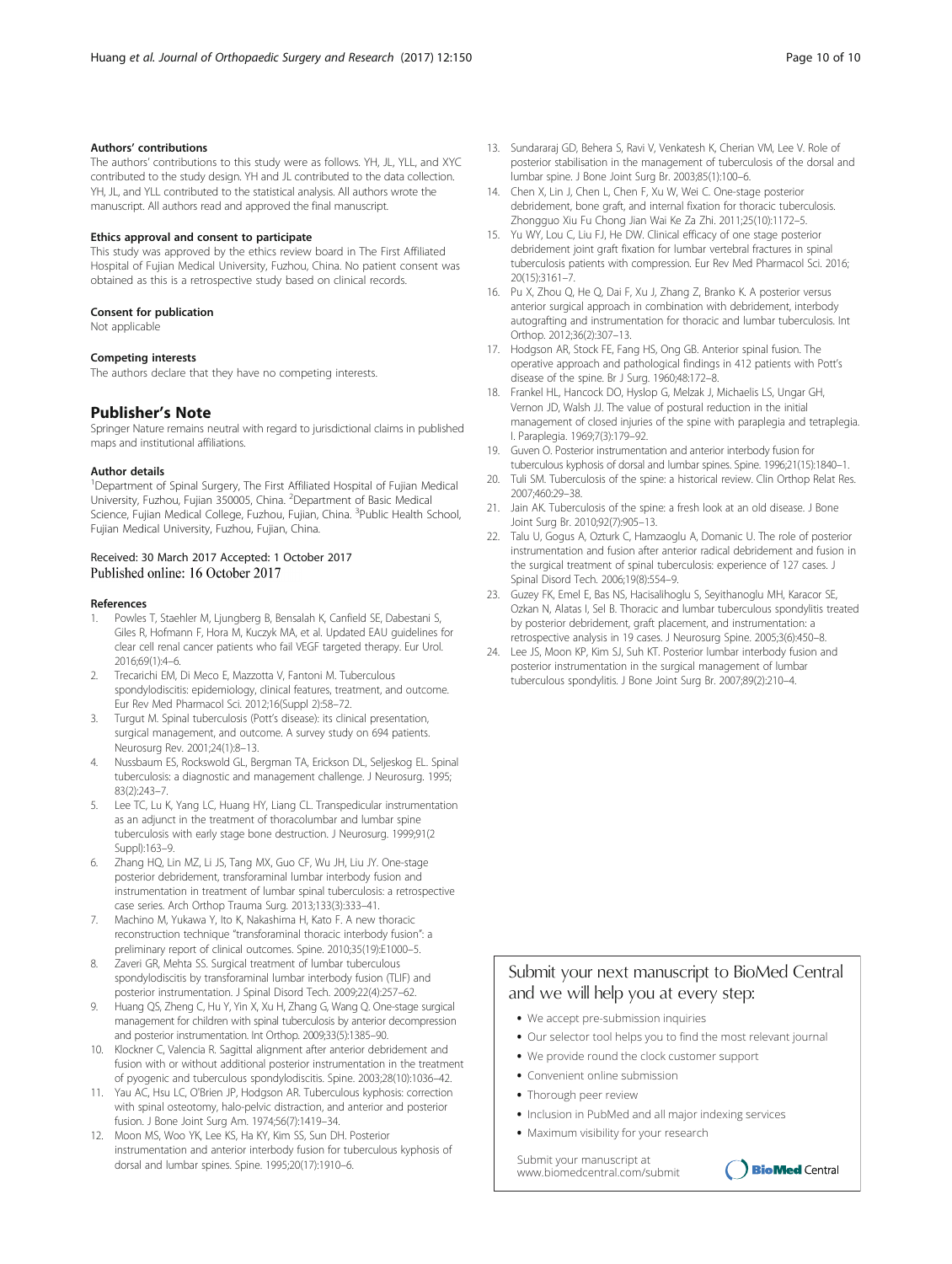#### Authors' contributions

The authors' contributions to this study were as follows. YH, JL, YLL, and XYC contributed to the study design. YH and JL contributed to the data collection. YH, JL, and YLL contributed to the statistical analysis. All authors wrote the manuscript. All authors read and approved the final manuscript.

#### Ethics approval and consent to participate

This study was approved by the ethics review board in The First Affiliated Hospital of Fujian Medical University, Fuzhou, China. No patient consent was obtained as this is a retrospective study based on clinical records.

#### Consent for publication

Not applicable

#### Competing interests

The authors declare that they have no competing interests.

## Publisher's Note

Springer Nature remains neutral with regard to jurisdictional claims in published maps and institutional affiliations.

#### Author details

[1]Department of Spinal Surgery, The First Affiliated Hospital of Fujian Medical University, Fuzhou, Fujian 350005, China. [2]Department of Basic Medical Science, Fujian Medical College, Fuzhou, Fujian, China. [3]Public Health School, Fujian Medical University, Fuzhou, Fujian, China.

Received: 30 March 2017 Accepted: 1 October 2017
Published online: 16 October 2017

#### References

1. Powles T, Staehler M, Ljungberg B, Bensalah K, Canfield SE, Dabestani S, Giles R, Hofmann F, Hora M, Kuczyk MA, et al. Updated EAU guidelines for clear cell renal cancer patients who fail VEGF targeted therapy. Eur Urol. 2016;69(1):4–6.
2. Trecarichi EM, Di Meco E, Mazzotta V, Fantoni M. Tuberculous spondylodiscitis: epidemiology, clinical features, treatment, and outcome. Eur Rev Med Pharmacol Sci. 2012;16(Suppl 2):58–72.
3. Turgut M. Spinal tuberculosis (Pott's disease): its clinical presentation, surgical management, and outcome. A survey study on 694 patients. Neurosurg Rev. 2001;24(1):8–13.
4. Nussbaum ES, Rockswold GL, Bergman TA, Erickson DL, Seljeskog EL. Spinal tuberculosis: a diagnostic and management challenge. J Neurosurg. 1995; 83(2):243–7.
5. Lee TC, Lu K, Yang LC, Huang HY, Liang CL. Transpedicular instrumentation as an adjunct in the treatment of thoracolumbar and lumbar spine tuberculosis with early stage bone destruction. J Neurosurg. 1999;91(2 Suppl):163–9.
6. Zhang HQ, Lin MZ, Li JS, Tang MX, Guo CF, Wu JH, Liu JY. One-stage posterior debridement, transforaminal lumbar interbody fusion and instrumentation in treatment of lumbar spinal tuberculosis: a retrospective case series. Arch Orthop Trauma Surg. 2013;133(3):333–41.
7. Machino M, Yukawa Y, Ito K, Nakashima H, Kato F. A new thoracic reconstruction technique "transforaminal thoracic interbody fusion": a preliminary report of clinical outcomes. Spine. 2010;35(19):E1000–5.
8. Zaveri GR, Mehta SS. Surgical treatment of lumbar tuberculous spondylodiscitis by transforaminal lumbar interbody fusion (TLIF) and posterior instrumentation. J Spinal Disord Tech. 2009;22(4):257–62.
9. Huang QS, Zheng C, Hu Y, Yin X, Xu H, Zhang G, Wang Q. One-stage surgical management for children with spinal tuberculosis by anterior decompression and posterior instrumentation. Int Orthop. 2009;33(5):1385–90.
10. Klockner C, Valencia R. Sagittal alignment after anterior debridement and fusion with or without additional posterior instrumentation in the treatment of pyogenic and tuberculous spondylodiscitis. Spine. 2003;28(10):1036–42.
11. Yau AC, Hsu LC, O'Brien JP, Hodgson AR. Tuberculous kyphosis: correction with spinal osteotomy, halo-pelvic distraction, and anterior and posterior fusion. J Bone Joint Surg Am. 1974;56(7):1419–34.
12. Moon MS, Woo YK, Lee KS, Ha KY, Kim SS, Sun DH. Posterior instrumentation and anterior interbody fusion for tuberculous kyphosis of dorsal and lumbar spines. Spine. 1995;20(17):1910–6.
13. Sundararaj GD, Behera S, Ravi V, Venkatesh K, Cherian VM, Lee V. Role of posterior stabilisation in the management of tuberculosis of the dorsal and lumbar spine. J Bone Joint Surg Br. 2003;85(1):100–6.
14. Chen X, Lin J, Chen L, Chen F, Xu W, Wei C. One-stage posterior debridement, bone graft, and internal fixation for thoracic tuberculosis. Zhongguo Xiu Fu Chong Jian Wai Ke Za Zhi. 2011;25(10):1172–5.
15. Yu WY, Lou C, Liu FJ, He DW. Clinical efficacy of one stage posterior debridement joint graft fixation for lumbar vertebral fractures in spinal tuberculosis patients with compression. Eur Rev Med Pharmacol Sci. 2016; 20(15):3161–7.
16. Pu X, Zhou Q, He Q, Dai F, Xu J, Zhang Z, Branko K. A posterior versus anterior surgical approach in combination with debridement, interbody autografting and instrumentation for thoracic and lumbar tuberculosis. Int Orthop. 2012;36(2):307–13.
17. Hodgson AR, Stock FE, Fang HS, Ong GB. Anterior spinal fusion. The operative approach and pathological findings in 412 patients with Pott's disease of the spine. Br J Surg. 1960;48:172–8.
18. Frankel HL, Hancock DO, Hyslop G, Melzak J, Michaelis LS, Ungar GH, Vernon JD, Walsh JJ. The value of postural reduction in the initial management of closed injuries of the spine with paraplegia and tetraplegia. I. Paraplegia. 1969;7(3):179–92.
19. Guven O. Posterior instrumentation and anterior interbody fusion for tuberculous kyphosis of dorsal and lumbar spines. Spine. 1996;21(15):1840–1.
20. Tuli SM. Tuberculosis of the spine: a historical review. Clin Orthop Relat Res. 2007;460:29–38.
21. Jain AK. Tuberculosis of the spine: a fresh look at an old disease. J Bone Joint Surg Br. 2010;92(7):905–13.
22. Talu U, Gogus A, Ozturk C, Hamzaoglu A, Domanic U. The role of posterior instrumentation and fusion after anterior radical debridement and fusion in the surgical treatment of spinal tuberculosis: experience of 127 cases. J Spinal Disord Tech. 2006;19(8):554–9.
23. Guzey FK, Emel E, Bas NS, Hacisalihoglu S, Seyithanoglu MH, Karacor SE, Ozkan N, Alatas I, Sel B. Thoracic and lumbar tuberculous spondylitis treated by posterior debridement, graft placement, and instrumentation: a retrospective analysis in 19 cases. J Neurosurg Spine. 2005;3(6):450–8.
24. Lee JS, Moon KP, Kim SJ, Suh KT. Posterior lumbar interbody fusion and posterior instrumentation in the surgical management of lumbar tuberculous spondylitis. J Bone Joint Surg Br. 2007;89(2):210–4.

Submit your next manuscript to BioMed Central and we will help you at every step:

- We accept pre-submission inquiries
- Our selector tool helps you to find the most relevant journal
- We provide round the clock customer support
- Convenient online submission
- Thorough peer review
- Inclusion in PubMed and all major indexing services
- Maximum visibility for your research

Submit your manuscript at
www.biomedcentral.com/submit

BioMed Central